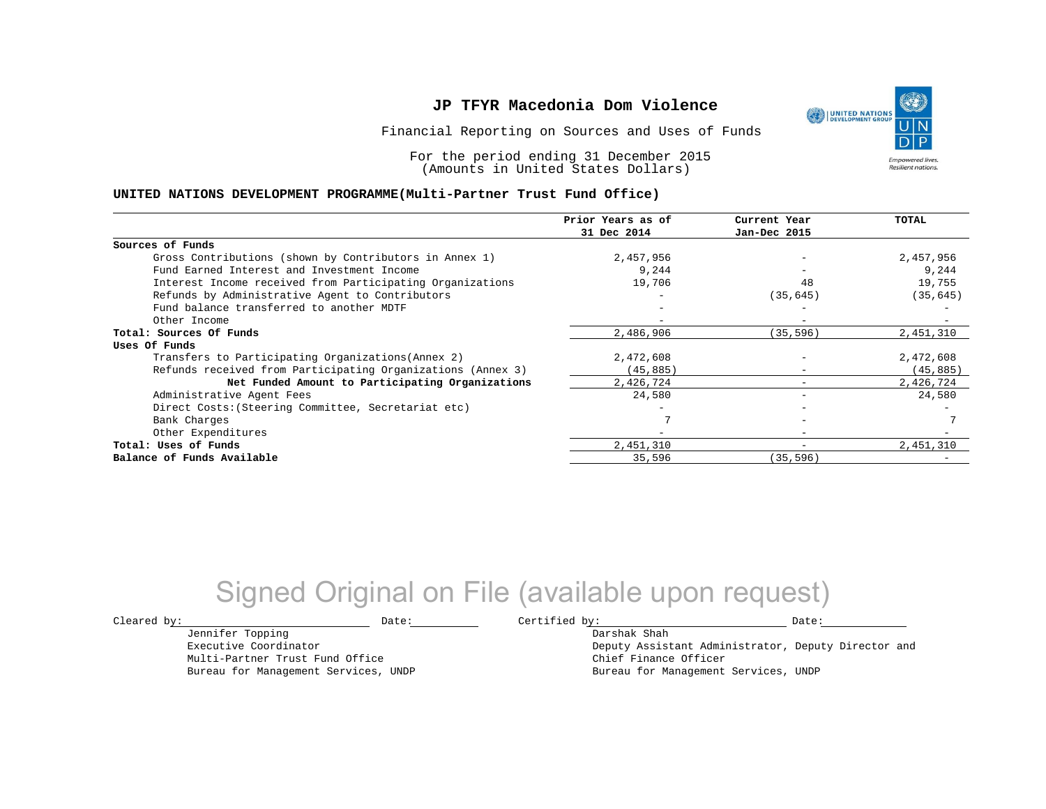# JP TFYR Macedonia Dom Violence

Financial Reporting on Sources and Uses of Funds

For the period ending 31 December 2015
(Amounts in United States Dollars)

**UNITED NATIONS DEVELOPMENT PROGRAMME(Multi-Partner Trust Fund Office)**

| | Prior Years as of 31 Dec 2014 | Current Year Jan-Dec 2015 | TOTAL |
|---|---|---|---|
| **Sources of Funds** | | | |
| Gross Contributions (shown by Contributors in Annex 1) | 2,457,956 | - | 2,457,956 |
| Fund Earned Interest and Investment Income | 9,244 | - | 9,244 |
| Interest Income received from Participating Organizations | 19,706 | 48 | 19,755 |
| Refunds by Administrative Agent to Contributors | - | (35,645) | (35,645) |
| Fund balance transferred to another MDTF | - | - | - |
| Other Income | - | - | - |
| **Total: Sources Of Funds** | 2,486,906 | (35,596) | 2,451,310 |
| **Uses Of Funds** | | | |
| Transfers to Participating Organizations(Annex 2) | 2,472,608 | - | 2,472,608 |
| Refunds received from Participating Organizations (Annex 3) | (45,885) | - | (45,885) |
| **Net Funded Amount to Participating Organizations** | 2,426,724 | - | 2,426,724 |
| Administrative Agent Fees | 24,580 | - | 24,580 |
| Direct Costs:(Steering Committee, Secretariat etc) | - | - | - |
| Bank Charges | 7 | - | 7 |
| Other Expenditures | - | - | - |
| **Total: Uses of Funds** | 2,451,310 | - | 2,451,310 |
| **Balance of Funds Available** | 35,596 | (35,596) | - |

Signed Original on File (available upon request)

Cleared by:\_\_\_\_\_\_\_\_\_\_\_\_\_\_\_\_ Date:\_\_\_\_\_\_\_\_
Jennifer Topping
Executive Coordinator
Multi-Partner Trust Fund Office
Bureau for Management Services, UNDP

Certified by:\_\_\_\_\_\_\_\_\_\_\_\_\_\_\_\_ Date:\_\_\_\_\_\_\_\_
Darshak Shah
Deputy Assistant Administrator, Deputy Director and Chief Finance Officer
Bureau for Management Services, UNDP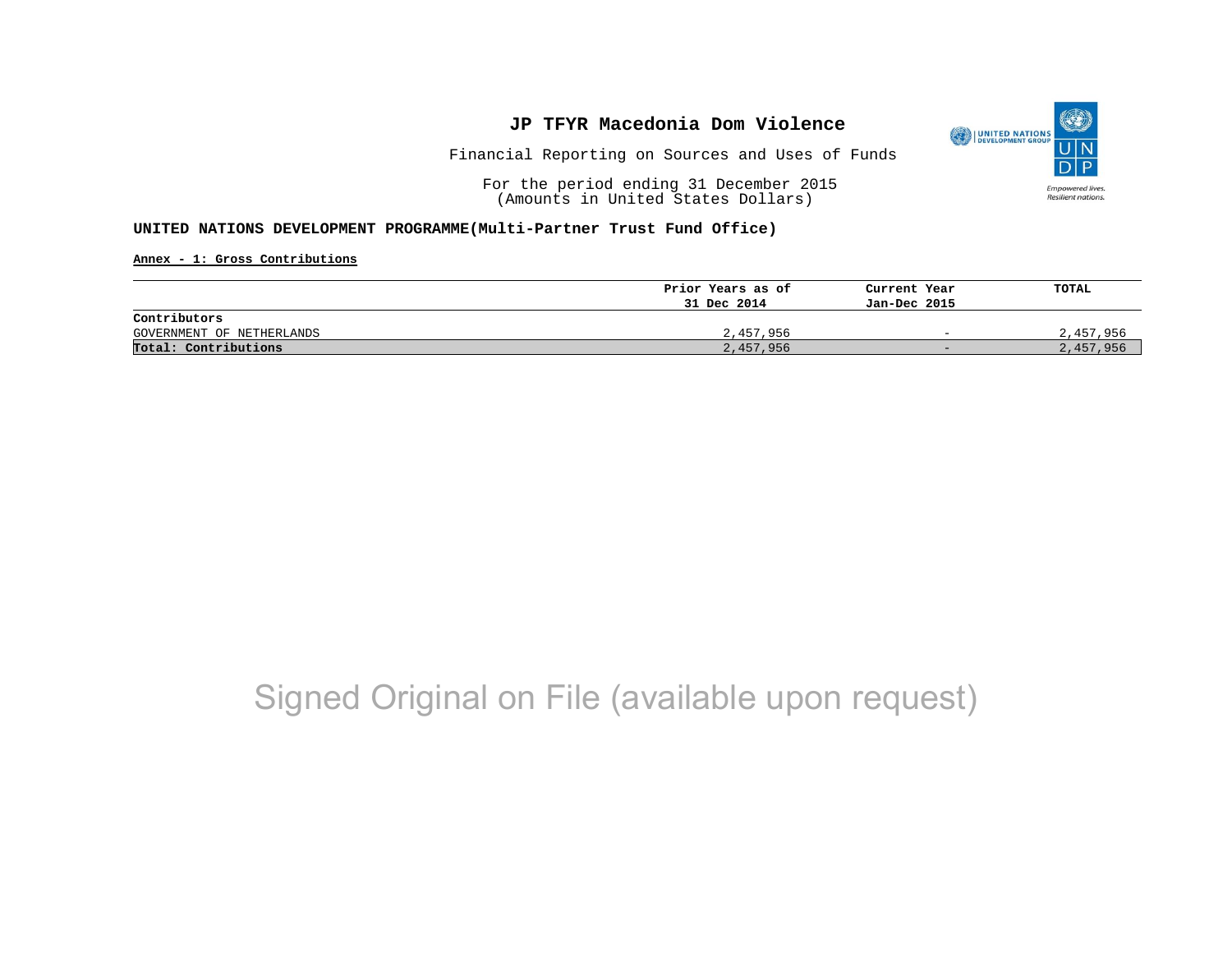# JP TFYR Macedonia Dom Violence

Financial Reporting on Sources and Uses of Funds

For the period ending 31 December 2015
(Amounts in United States Dollars)

**UNITED NATIONS DEVELOPMENT PROGRAMME(Multi-Partner Trust Fund Office)**

**Annex - 1: Gross Contributions**

| | Prior Years as of 31 Dec 2014 | Current Year Jan-Dec 2015 | TOTAL |
|---|---|---|---|
| **Contributors** | | | |
| GOVERNMENT OF NETHERLANDS | 2,457,956 | - | 2,457,956 |
| **Total: Contributions** | 2,457,956 | - | 2,457,956 |

Signed Original on File (available upon request)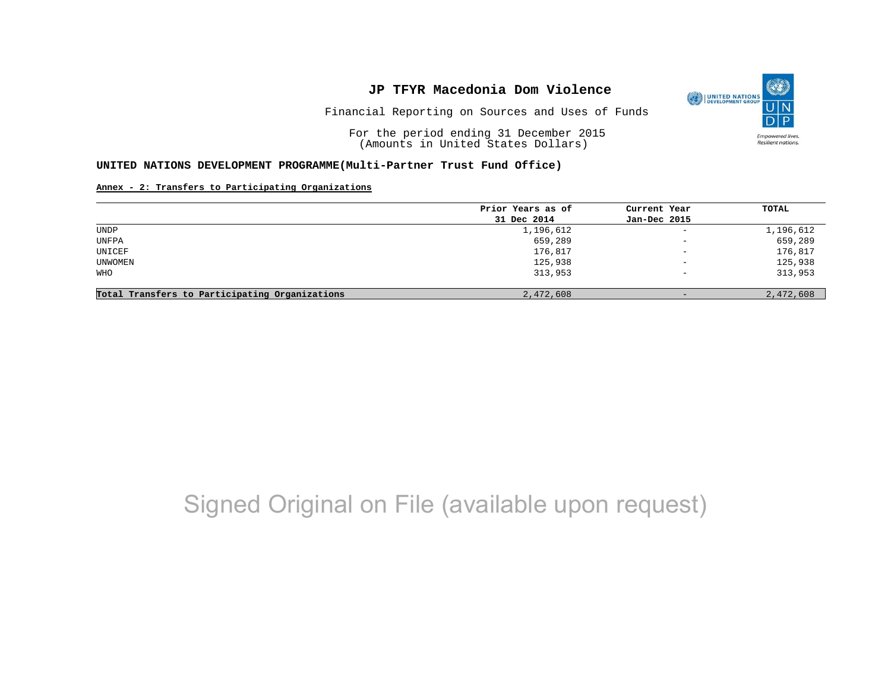# JP TFYR Macedonia Dom Violence

Financial Reporting on Sources and Uses of Funds

For the period ending 31 December 2015
(Amounts in United States Dollars)

**UNITED NATIONS DEVELOPMENT PROGRAMME(Multi-Partner Trust Fund Office)**

**Annex - 2: Transfers to Participating Organizations**

| | Prior Years as of 31 Dec 2014 | Current Year Jan-Dec 2015 | TOTAL |
|---|---|---|---|
| UNDP | 1,196,612 | - | 1,196,612 |
| UNFPA | 659,289 | - | 659,289 |
| UNICEF | 176,817 | - | 176,817 |
| UNWOMEN | 125,938 | - | 125,938 |
| WHO | 313,953 | - | 313,953 |
| **Total Transfers to Participating Organizations** | 2,472,608 | - | 2,472,608 |

Signed Original on File (available upon request)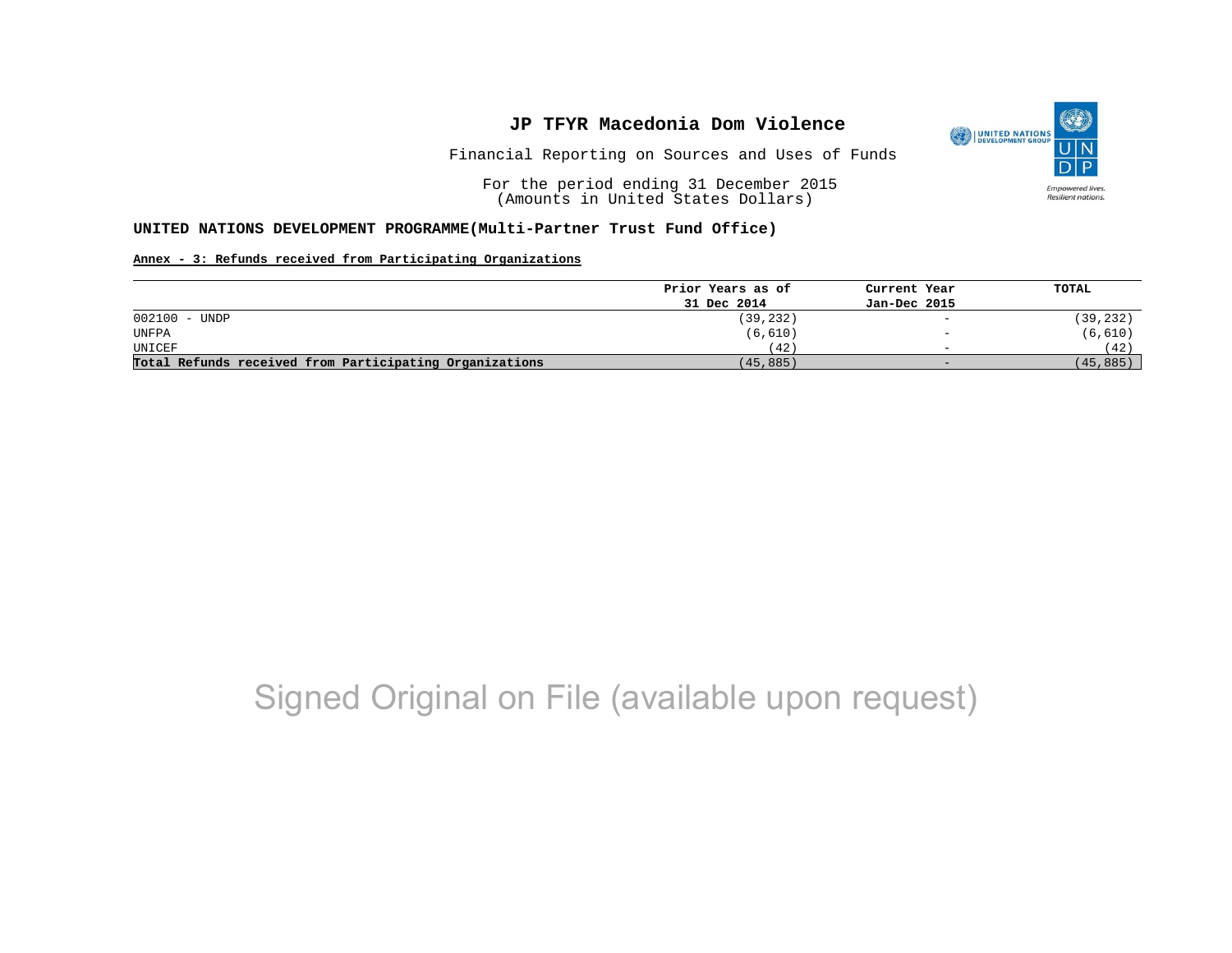# JP TFYR Macedonia Dom Violence

Financial Reporting on Sources and Uses of Funds

For the period ending 31 December 2015
(Amounts in United States Dollars)

**UNITED NATIONS DEVELOPMENT PROGRAMME(Multi-Partner Trust Fund Office)**

**Annex - 3: Refunds received from Participating Organizations**

| | Prior Years as of 31 Dec 2014 | Current Year Jan-Dec 2015 | TOTAL |
|---|---|---|---|
| 002100 - UNDP | (39,232) | - | (39,232) |
| UNFPA | (6,610) | - | (6,610) |
| UNICEF | (42) | - | (42) |
| **Total Refunds received from Participating Organizations** | (45,885) | - | (45,885) |

Signed Original on File (available upon request)